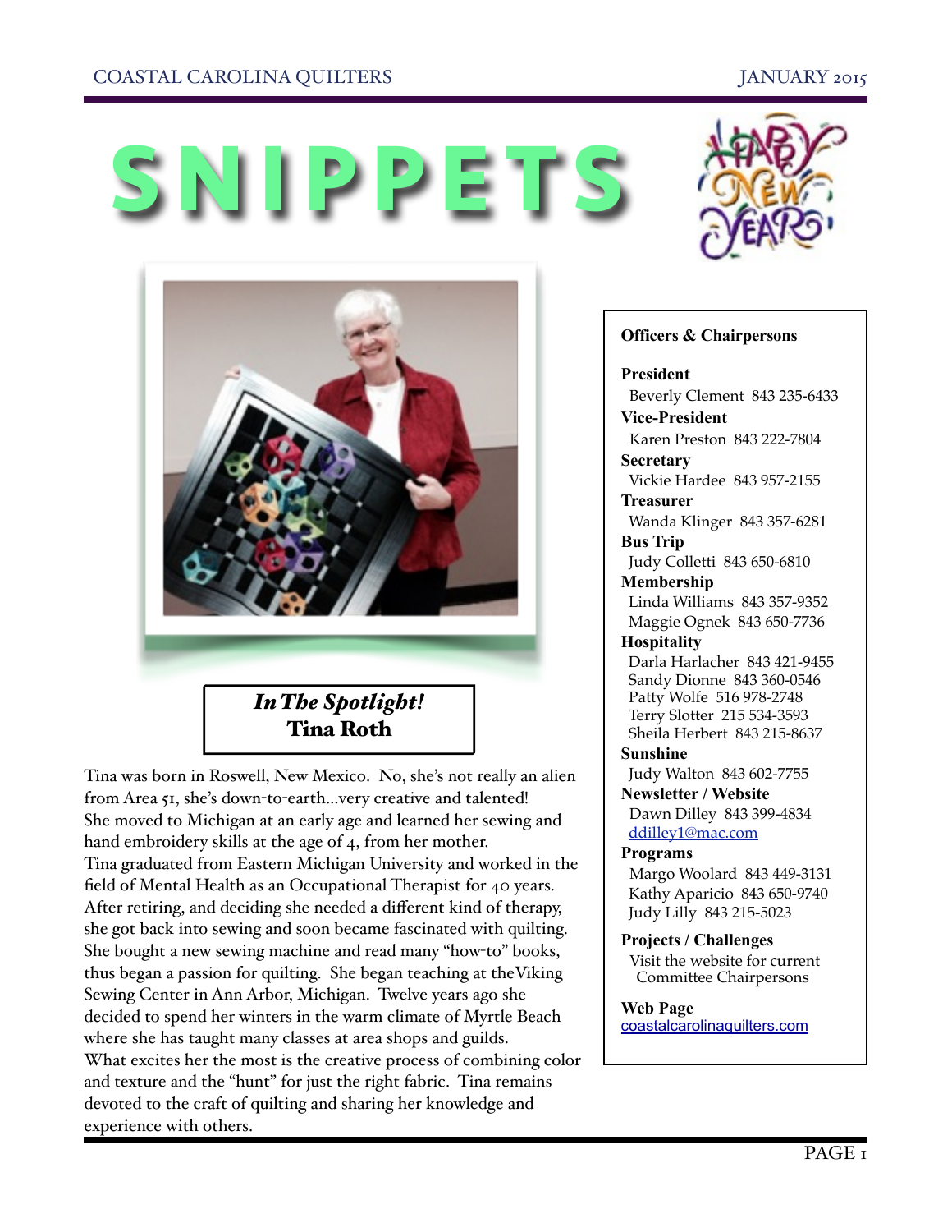# SNIPPETS

## *In The Spotlight!* Tina Roth

Tina was born in Roswell, New Mexico. No, she's not really an alien from Area 51, she's down-to-earth...very creative and talented! She moved to Michigan at an early age and learned her sewing and hand embroidery skills at the age of 4, from her mother. Tina graduated from Eastern Michigan University and worked in the field of Mental Health as an Occupational Therapist for 40 years. After retiring, and deciding she needed a different kind of therapy, she got back into sewing and soon became fascinated with quilting. She bought a new sewing machine and read many "how-to" books, thus began a passion for quilting. She began teaching at theViking Sewing Center in Ann Arbor, Michigan. Twelve years ago she decided to spend her winters in the warm climate of Myrtle Beach where she has taught many classes at area shops and guilds. What excites her the most is the creative process of combining color and texture and the "hunt" for just the right fabric. Tina remains devoted to the craft of quilting and sharing her knowledge and experience with others.

---

**Officers & Chairpersons**

**President**
Beverly Clement 843 235-6433

**Vice-President**
Karen Preston 843 222-7804

**Secretary**
Vickie Hardee 843 957-2155

**Treasurer**
Wanda Klinger 843 357-6281

**Bus Trip**
Judy Colletti 843 650-6810

**Membership**
Linda Williams 843 357-9352
Maggie Ognek 843 650-7736

**Hospitality**
Darla Harlacher 843 421-9455
Sandy Dionne 843 360-0546
Patty Wolfe 516 978-2748
Terry Slotter 215 534-3593
Sheila Herbert 843 215-8637

**Sunshine**
Judy Walton 843 602-7755

**Newsletter / Website**
Dawn Dilley 843 399-4834
ddilley1@mac.com

**Programs**
Margo Woolard 843 449-3131
Kathy Aparicio 843 650-9740
Judy Lilly 843 215-5023

**Projects / Challenges**
Visit the website for current Committee Chairpersons

**Web Page**
coastalcarolinaquilters.com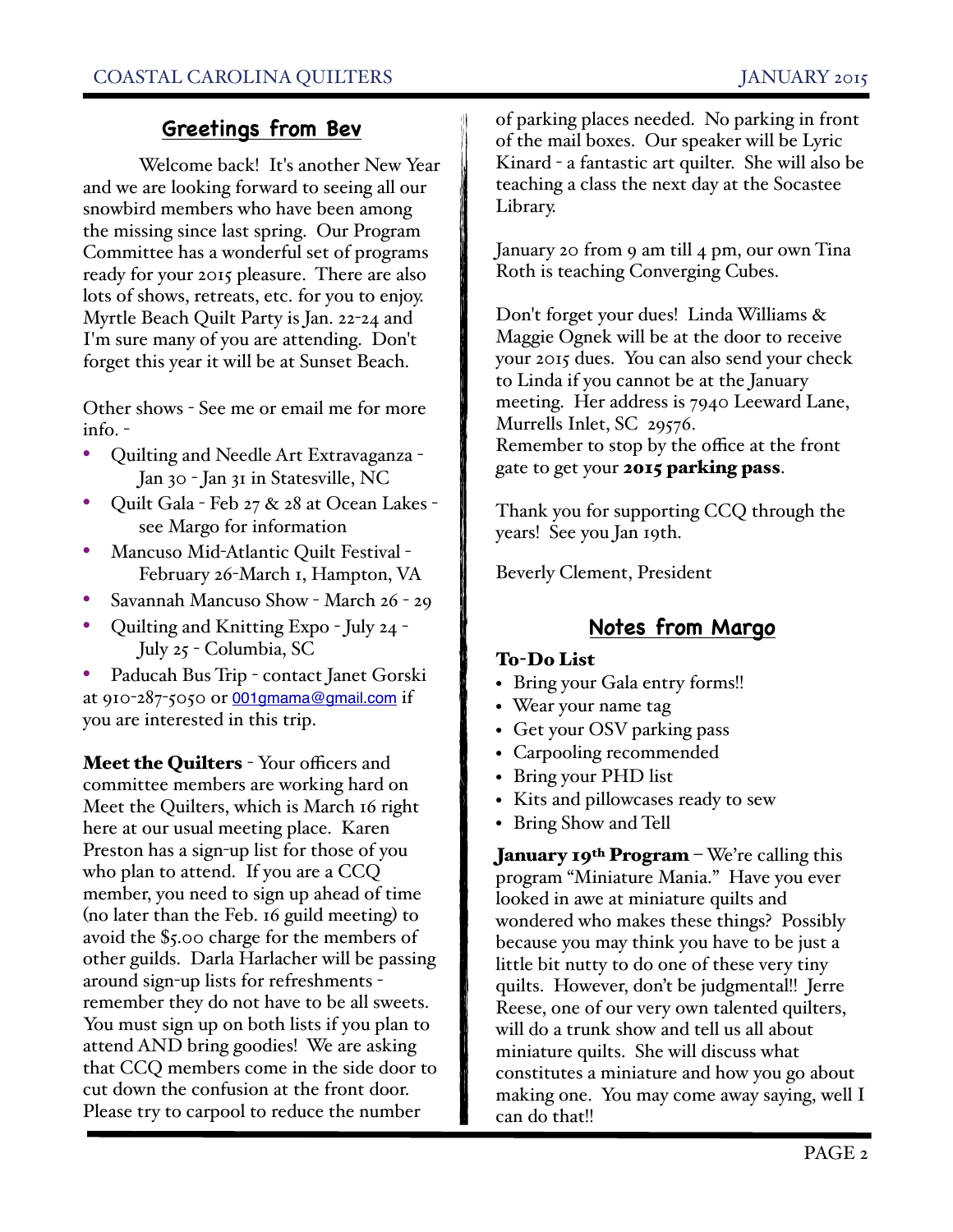## Greetings from Bev

Welcome back! It's another New Year and we are looking forward to seeing all our snowbird members who have been among the missing since last spring. Our Program Committee has a wonderful set of programs ready for your 2015 pleasure. There are also lots of shows, retreats, etc. for you to enjoy. Myrtle Beach Quilt Party is Jan. 22-24 and I'm sure many of you are attending. Don't forget this year it will be at Sunset Beach.

Other shows - See me or email me for more info. -

- Quilting and Needle Art Extravaganza - Jan 30 - Jan 31 in Statesville, NC
- Quilt Gala - Feb 27 & 28 at Ocean Lakes - see Margo for information
- Mancuso Mid-Atlantic Quilt Festival - February 26-March 1, Hampton, VA
- Savannah Mancuso Show - March 26 - 29
- Quilting and Knitting Expo - July 24 - July 25 - Columbia, SC
- Paducah Bus Trip - contact Janet Gorski at 910-287-5050 or 001gmama@gmail.com if you are interested in this trip.

**Meet the Quilters** - Your officers and committee members are working hard on Meet the Quilters, which is March 16 right here at our usual meeting place. Karen Preston has a sign-up list for those of you who plan to attend. If you are a CCQ member, you need to sign up ahead of time (no later than the Feb. 16 guild meeting) to avoid the $5.00 charge for the members of other guilds. Darla Harlacher will be passing around sign-up lists for refreshments - remember they do not have to be all sweets. You must sign up on both lists if you plan to attend AND bring goodies! We are asking that CCQ members come in the side door to cut down the confusion at the front door. Please try to carpool to reduce the number of parking places needed. No parking in front of the mail boxes. Our speaker will be Lyric Kinard - a fantastic art quilter. She will also be teaching a class the next day at the Socastee Library.

January 20 from 9 am till 4 pm, our own Tina Roth is teaching Converging Cubes.

Don't forget your dues! Linda Williams & Maggie Ognek will be at the door to receive your 2015 dues. You can also send your check to Linda if you cannot be at the January meeting. Her address is 7940 Leeward Lane, Murrells Inlet, SC 29576.
Remember to stop by the office at the front gate to get your **2015 parking pass**.

Thank you for supporting CCQ through the years! See you Jan 19th.

Beverly Clement, President

## Notes from Margo

**To-Do List**

- Bring your Gala entry forms!!
- Wear your name tag
- Get your OSV parking pass
- Carpooling recommended
- Bring your PHD list
- Kits and pillowcases ready to sew
- Bring Show and Tell

**January 19th Program** – We're calling this program "Miniature Mania." Have you ever looked in awe at miniature quilts and wondered who makes these things? Possibly because you may think you have to be just a little bit nutty to do one of these very tiny quilts. However, don't be judgmental!! Jerre Reese, one of our very own talented quilters, will do a trunk show and tell us all about miniature quilts. She will discuss what constitutes a miniature and how you go about making one. You may come away saying, well I can do that!!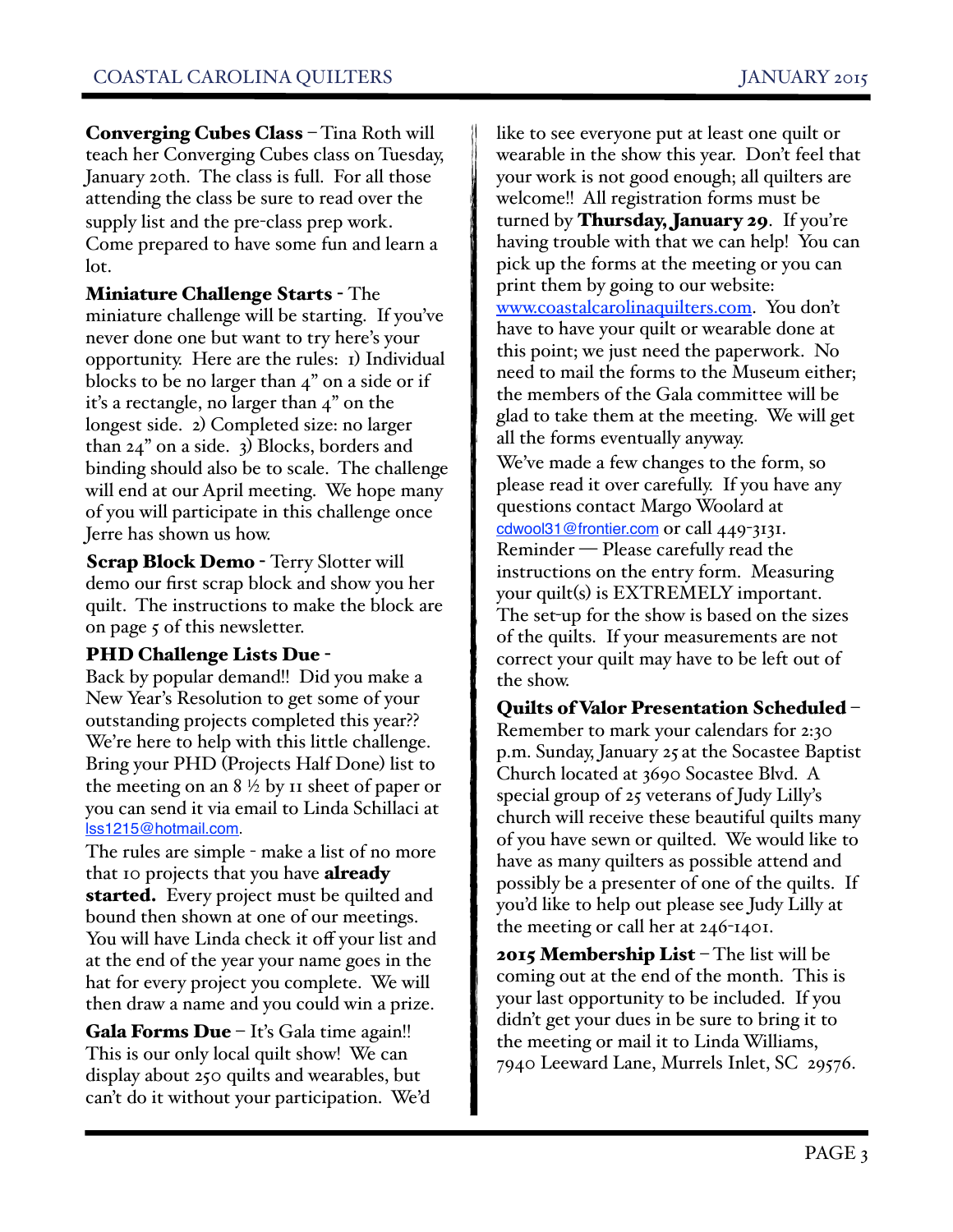**Converging Cubes Class** – Tina Roth will teach her Converging Cubes class on Tuesday, January 20th. The class is full. For all those attending the class be sure to read over the supply list and the pre-class prep work. Come prepared to have some fun and learn a lot.

**Miniature Challenge Starts** - The miniature challenge will be starting. If you've never done one but want to try here's your opportunity. Here are the rules: 1) Individual blocks to be no larger than 4" on a side or if it's a rectangle, no larger than 4" on the longest side. 2) Completed size: no larger than 24" on a side. 3) Blocks, borders and binding should also be to scale. The challenge will end at our April meeting. We hope many of you will participate in this challenge once Jerre has shown us how.

**Scrap Block Demo** - Terry Slotter will demo our first scrap block and show you her quilt. The instructions to make the block are on page 5 of this newsletter.

**PHD Challenge Lists Due** - Back by popular demand!! Did you make a New Year's Resolution to get some of your outstanding projects completed this year?? We're here to help with this little challenge. Bring your PHD (Projects Half Done) list to the meeting on an 8 ½ by 11 sheet of paper or you can send it via email to Linda Schillaci at lss1215@hotmail.com.

The rules are simple - make a list of no more that 10 projects that you have **already started.** Every project must be quilted and bound then shown at one of our meetings. You will have Linda check it off your list and at the end of the year your name goes in the hat for every project you complete. We will then draw a name and you could win a prize.

**Gala Forms Due** – It's Gala time again!! This is our only local quilt show! We can display about 250 quilts and wearables, but can't do it without your participation. We'd like to see everyone put at least one quilt or wearable in the show this year. Don't feel that your work is not good enough; all quilters are welcome!! All registration forms must be turned by **Thursday, January 29**. If you're having trouble with that we can help! You can pick up the forms at the meeting or you can print them by going to our website: www.coastalcarolinaquilters.com. You don't have to have your quilt or wearable done at this point; we just need the paperwork. No need to mail the forms to the Museum either; the members of the Gala committee will be glad to take them at the meeting. We will get all the forms eventually anyway.

We've made a few changes to the form, so please read it over carefully. If you have any questions contact Margo Woolard at cdwool31@frontier.com or call 449-3131.

Reminder — Please carefully read the instructions on the entry form. Measuring your quilt(s) is EXTREMELY important. The set-up for the show is based on the sizes of the quilts. If your measurements are not correct your quilt may have to be left out of the show.

**Quilts of Valor Presentation Scheduled** – Remember to mark your calendars for 2:30 p.m. Sunday, January 25 at the Socastee Baptist Church located at 3690 Socastee Blvd. A special group of 25 veterans of Judy Lilly's church will receive these beautiful quilts many of you have sewn or quilted. We would like to have as many quilters as possible attend and possibly be a presenter of one of the quilts. If you'd like to help out please see Judy Lilly at the meeting or call her at 246-1401.

**2015 Membership List** – The list will be coming out at the end of the month. This is your last opportunity to be included. If you didn't get your dues in be sure to bring it to the meeting or mail it to Linda Williams, 7940 Leeward Lane, Murrels Inlet, SC 29576.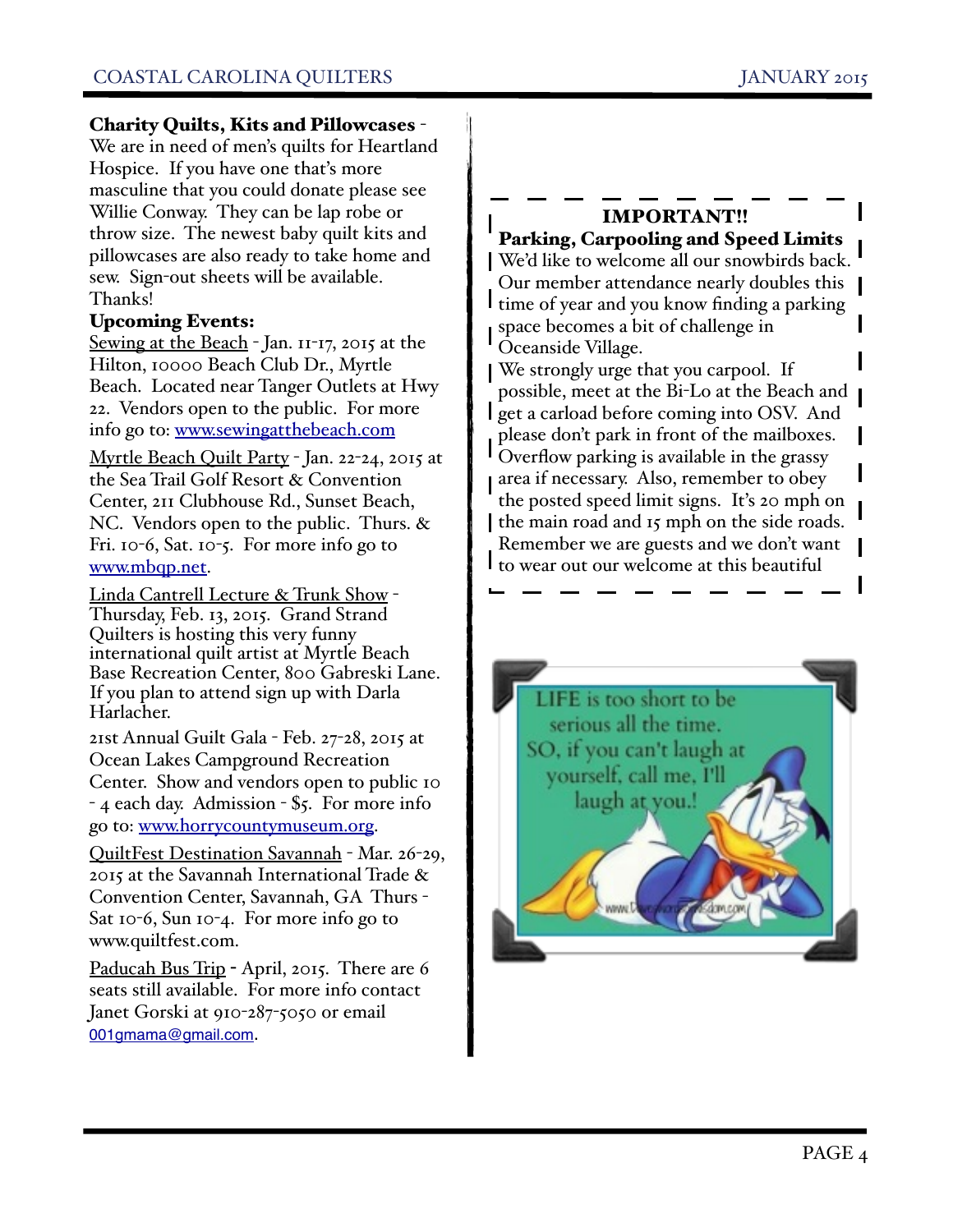**Charity Quilts, Kits and Pillowcases** - We are in need of men's quilts for Heartland Hospice. If you have one that's more masculine that you could donate please see Willie Conway. They can be lap robe or throw size. The newest baby quilt kits and pillowcases are also ready to take home and sew. Sign-out sheets will be available. Thanks!

**Upcoming Events:**

Sewing at the Beach - Jan. 11-17, 2015 at the Hilton, 10000 Beach Club Dr., Myrtle Beach. Located near Tanger Outlets at Hwy 22. Vendors open to the public. For more info go to: www.sewingatthebeach.com

Myrtle Beach Quilt Party - Jan. 22-24, 2015 at the Sea Trail Golf Resort & Convention Center, 211 Clubhouse Rd., Sunset Beach, NC. Vendors open to the public. Thurs. & Fri. 10-6, Sat. 10-5. For more info go to www.mbqp.net.

Linda Cantrell Lecture & Trunk Show - Thursday, Feb. 13, 2015. Grand Strand Quilters is hosting this very funny international quilt artist at Myrtle Beach Base Recreation Center, 800 Gabreski Lane. If you plan to attend sign up with Darla Harlacher.

21st Annual Guilt Gala - Feb. 27-28, 2015 at Ocean Lakes Campground Recreation Center. Show and vendors open to public 10 - 4 each day. Admission - $5. For more info go to: www.horrycountymuseum.org.

QuiltFest Destination Savannah - Mar. 26-29, 2015 at the Savannah International Trade & Convention Center, Savannah, GA Thurs - Sat 10-6, Sun 10-4. For more info go to www.quiltfest.com.

Paducah Bus Trip - April, 2015. There are 6 seats still available. For more info contact Janet Gorski at 910-287-5050 or email 001gmama@gmail.com.

**IMPORTANT!!**

**Parking, Carpooling and Speed Limits**

We'd like to welcome all our snowbirds back. Our member attendance nearly doubles this time of year and you know finding a parking space becomes a bit of challenge in Oceanside Village.

We strongly urge that you carpool. If possible, meet at the Bi-Lo at the Beach and get a carload before coming into OSV. And please don't park in front of the mailboxes. Overflow parking is available in the grassy area if necessary. Also, remember to obey the posted speed limit signs. It's 20 mph on the main road and 15 mph on the side roads. Remember we are guests and we don't want to wear out our welcome at this beautiful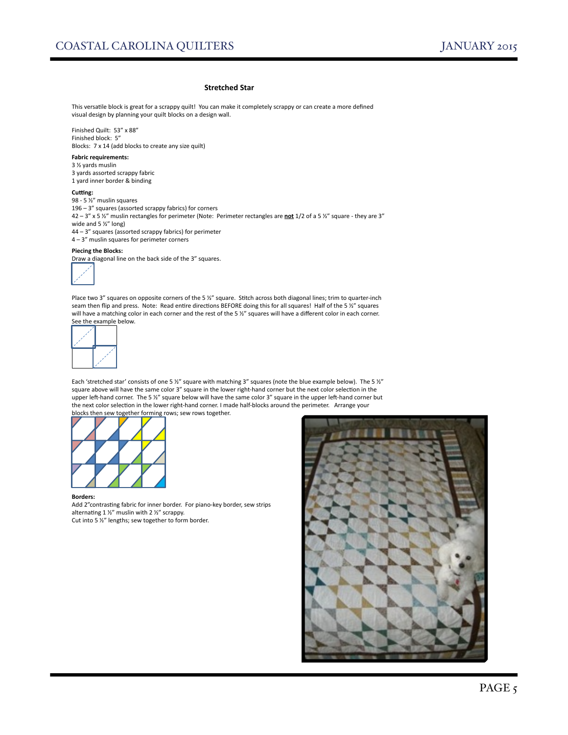## Stretched Star

This versatile block is great for a scrappy quilt! You can make it completely scrappy or can create a more defined visual design by planning your quilt blocks on a design wall.

Finished Quilt: 53" x 88"
Finished block: 5"
Blocks: 7 x 14 (add blocks to create any size quilt)

**Fabric requirements:**
3 ½ yards muslin
3 yards assorted scrappy fabric
1 yard inner border & binding

**Cutting:**
98 - 5 ½" muslin squares
196 – 3" squares (assorted scrappy fabrics) for corners
42 – 3" x 5 ½" muslin rectangles for perimeter (Note: Perimeter rectangles are **not** 1/2 of a 5 ½" square - they are 3" wide and 5 ½" long)
44 – 3" squares (assorted scrappy fabrics) for perimeter
4 – 3" muslin squares for perimeter corners

**Piecing the Blocks:**
Draw a diagonal line on the back side of the 3" squares.

Place two 3" squares on opposite corners of the 5 ½" square. Stitch across both diagonal lines; trim to quarter-inch seam then flip and press. Note: Read entire directions BEFORE doing this for all squares! Half of the 5 ½" squares will have a matching color in each corner and the rest of the 5 ½" squares will have a different color in each corner. See the example below.

Each 'stretched star' consists of one 5 ½" square with matching 3" squares (note the blue example below). The 5 ½" square above will have the same color 3" square in the lower right-hand corner but the next color selection in the upper left-hand corner. The 5 ½" square below will have the same color 3" square in the upper left-hand corner but the next color selection in the lower right-hand corner. I made half-blocks around the perimeter. Arrange your blocks then sew together forming rows; sew rows together.

**Borders:**
Add 2"contrasting fabric for inner border. For piano-key border, sew strips alternating 1 ½" muslin with 2 ½" scrappy.
Cut into 5 ½" lengths; sew together to form border.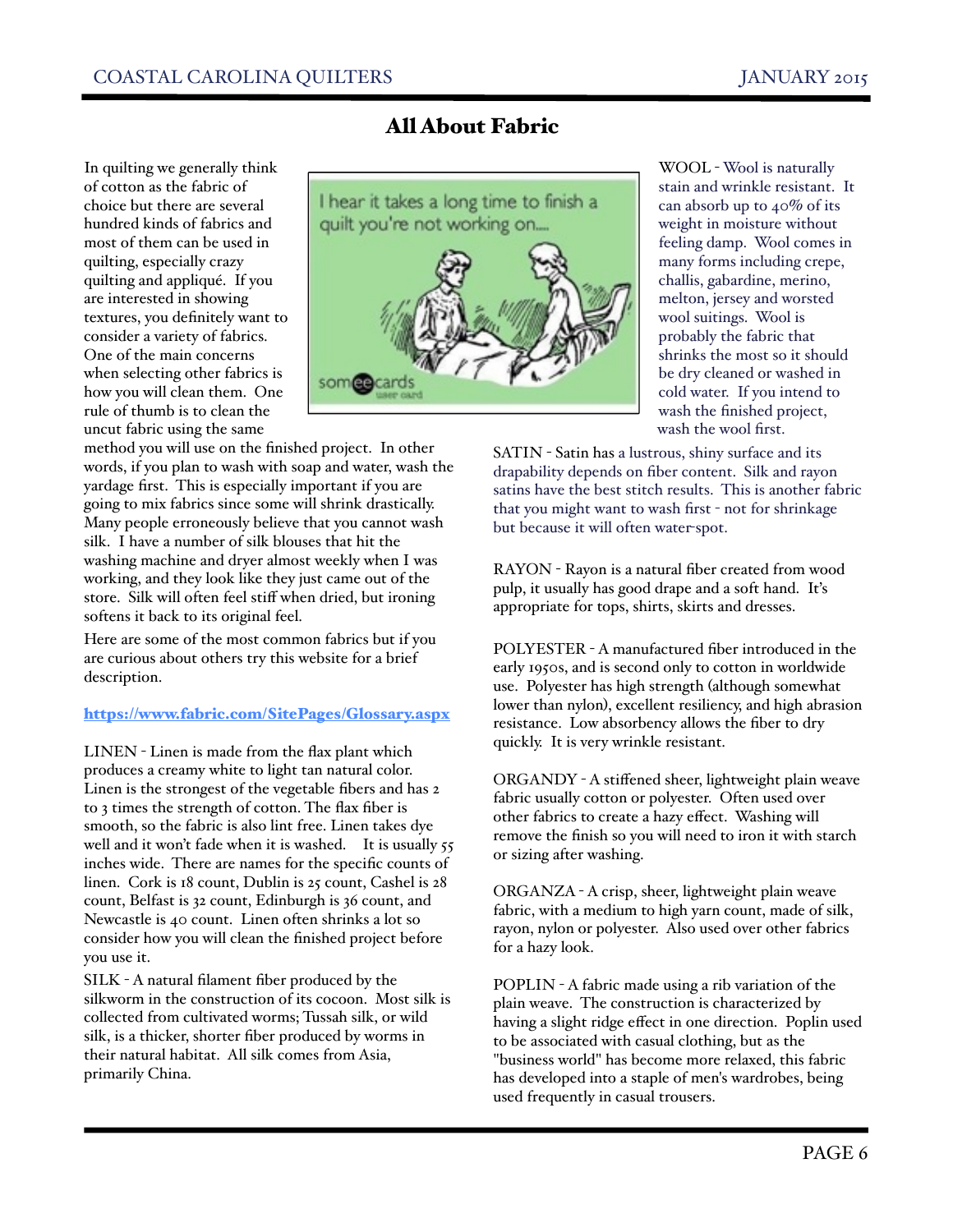# All About Fabric

In quilting we generally think of cotton as the fabric of choice but there are several hundred kinds of fabrics and most of them can be used in quilting, especially crazy quilting and appliqué. If you are interested in showing textures, you definitely want to consider a variety of fabrics. One of the main concerns when selecting other fabrics is how you will clean them. One rule of thumb is to clean the uncut fabric using the same method you will use on the finished project. In other words, if you plan to wash with soap and water, wash the yardage first. This is especially important if you are going to mix fabrics since some will shrink drastically. Many people erroneously believe that you cannot wash silk. I have a number of silk blouses that hit the washing machine and dryer almost weekly when I was working, and they look like they just came out of the store. Silk will often feel stiff when dried, but ironing softens it back to its original feel.

Here are some of the most common fabrics but if you are curious about others try this website for a brief description.

[https://www.fabric.com/SitePages/Glossary.aspx](https://www.fabric.com/SitePages/Glossary.aspx)

LINEN - Linen is made from the flax plant which produces a creamy white to light tan natural color. Linen is the strongest of the vegetable fibers and has 2 to 3 times the strength of cotton. The flax fiber is smooth, so the fabric is also lint free. Linen takes dye well and it won't fade when it is washed. It is usually 55 inches wide. There are names for the specific counts of linen. Cork is 18 count, Dublin is 25 count, Cashel is 28 count, Belfast is 32 count, Edinburgh is 36 count, and Newcastle is 40 count. Linen often shrinks a lot so consider how you will clean the finished project before you use it.

SILK - A natural filament fiber produced by the silkworm in the construction of its cocoon. Most silk is collected from cultivated worms; Tussah silk, or wild silk, is a thicker, shorter fiber produced by worms in their natural habitat. All silk comes from Asia, primarily China.

WOOL - Wool is naturally stain and wrinkle resistant. It can absorb up to 40% of its weight in moisture without feeling damp. Wool comes in many forms including crepe, challis, gabardine, merino, melton, jersey and worsted wool suitings. Wool is probably the fabric that shrinks the most so it should be dry cleaned or washed in cold water. If you intend to wash the finished project, wash the wool first.

SATIN - Satin has a lustrous, shiny surface and its drapability depends on fiber content. Silk and rayon satins have the best stitch results. This is another fabric that you might want to wash first - not for shrinkage but because it will often water-spot.

RAYON - Rayon is a natural fiber created from wood pulp, it usually has good drape and a soft hand. It's appropriate for tops, shirts, skirts and dresses.

POLYESTER - A manufactured fiber introduced in the early 1950s, and is second only to cotton in worldwide use. Polyester has high strength (although somewhat lower than nylon), excellent resiliency, and high abrasion resistance. Low absorbency allows the fiber to dry quickly. It is very wrinkle resistant.

ORGANDY - A stiffened sheer, lightweight plain weave fabric usually cotton or polyester. Often used over other fabrics to create a hazy effect. Washing will remove the finish so you will need to iron it with starch or sizing after washing.

ORGANZA - A crisp, sheer, lightweight plain weave fabric, with a medium to high yarn count, made of silk, rayon, nylon or polyester. Also used over other fabrics for a hazy look.

POPLIN - A fabric made using a rib variation of the plain weave. The construction is characterized by having a slight ridge effect in one direction. Poplin used to be associated with casual clothing, but as the "business world" has become more relaxed, this fabric has developed into a staple of men's wardrobes, being used frequently in casual trousers.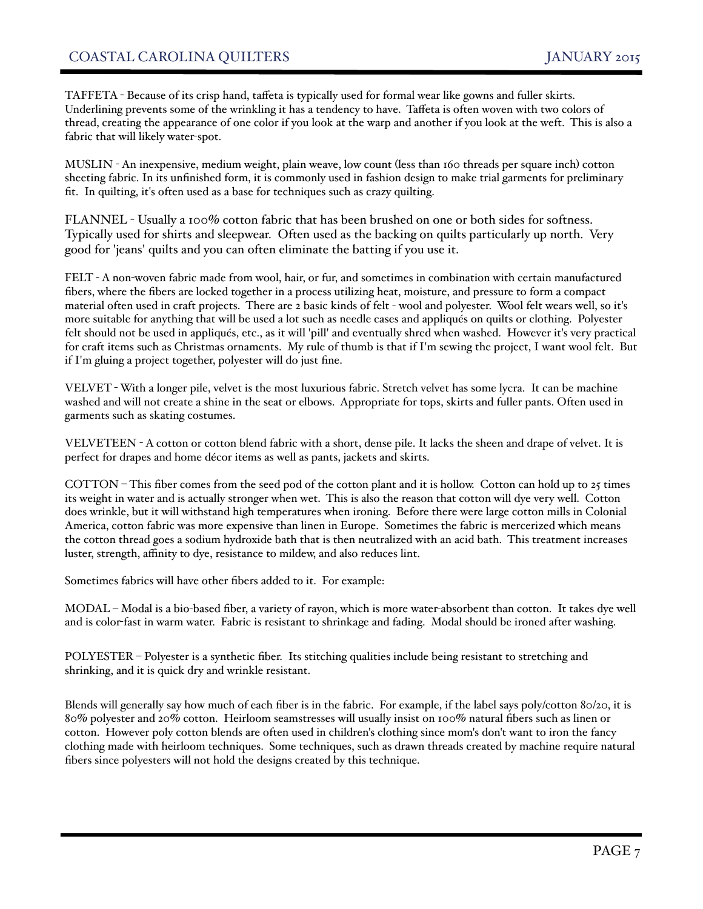TAFFETA - Because of its crisp hand, taffeta is typically used for formal wear like gowns and fuller skirts. Underlining prevents some of the wrinkling it has a tendency to have. Taffeta is often woven with two colors of thread, creating the appearance of one color if you look at the warp and another if you look at the weft. This is also a fabric that will likely water-spot.

MUSLIN - An inexpensive, medium weight, plain weave, low count (less than 160 threads per square inch) cotton sheeting fabric. In its unfinished form, it is commonly used in fashion design to make trial garments for preliminary fit. In quilting, it's often used as a base for techniques such as crazy quilting.

FLANNEL - Usually a 100% cotton fabric that has been brushed on one or both sides for softness. Typically used for shirts and sleepwear. Often used as the backing on quilts particularly up north. Very good for 'jeans' quilts and you can often eliminate the batting if you use it.

FELT - A non-woven fabric made from wool, hair, or fur, and sometimes in combination with certain manufactured fibers, where the fibers are locked together in a process utilizing heat, moisture, and pressure to form a compact material often used in craft projects. There are 2 basic kinds of felt - wool and polyester. Wool felt wears well, so it's more suitable for anything that will be used a lot such as needle cases and appliqués on quilts or clothing. Polyester felt should not be used in appliqués, etc., as it will 'pill' and eventually shred when washed. However it's very practical for craft items such as Christmas ornaments. My rule of thumb is that if I'm sewing the project, I want wool felt. But if I'm gluing a project together, polyester will do just fine.

VELVET - With a longer pile, velvet is the most luxurious fabric. Stretch velvet has some lycra. It can be machine washed and will not create a shine in the seat or elbows. Appropriate for tops, skirts and fuller pants. Often used in garments such as skating costumes.

VELVETEEN - A cotton or cotton blend fabric with a short, dense pile. It lacks the sheen and drape of velvet. It is perfect for drapes and home décor items as well as pants, jackets and skirts.

COTTON – This fiber comes from the seed pod of the cotton plant and it is hollow. Cotton can hold up to 25 times its weight in water and is actually stronger when wet. This is also the reason that cotton will dye very well. Cotton does wrinkle, but it will withstand high temperatures when ironing. Before there were large cotton mills in Colonial America, cotton fabric was more expensive than linen in Europe. Sometimes the fabric is mercerized which means the cotton thread goes a sodium hydroxide bath that is then neutralized with an acid bath. This treatment increases luster, strength, affinity to dye, resistance to mildew, and also reduces lint.

Sometimes fabrics will have other fibers added to it. For example:

MODAL – Modal is a bio-based fiber, a variety of rayon, which is more water-absorbent than cotton. It takes dye well and is color-fast in warm water. Fabric is resistant to shrinkage and fading. Modal should be ironed after washing.

POLYESTER – Polyester is a synthetic fiber. Its stitching qualities include being resistant to stretching and shrinking, and it is quick dry and wrinkle resistant.

Blends will generally say how much of each fiber is in the fabric. For example, if the label says poly/cotton 80/20, it is 80% polyester and 20% cotton. Heirloom seamstresses will usually insist on 100% natural fibers such as linen or cotton. However poly cotton blends are often used in children's clothing since mom's don't want to iron the fancy clothing made with heirloom techniques. Some techniques, such as drawn threads created by machine require natural fibers since polyesters will not hold the designs created by this technique.